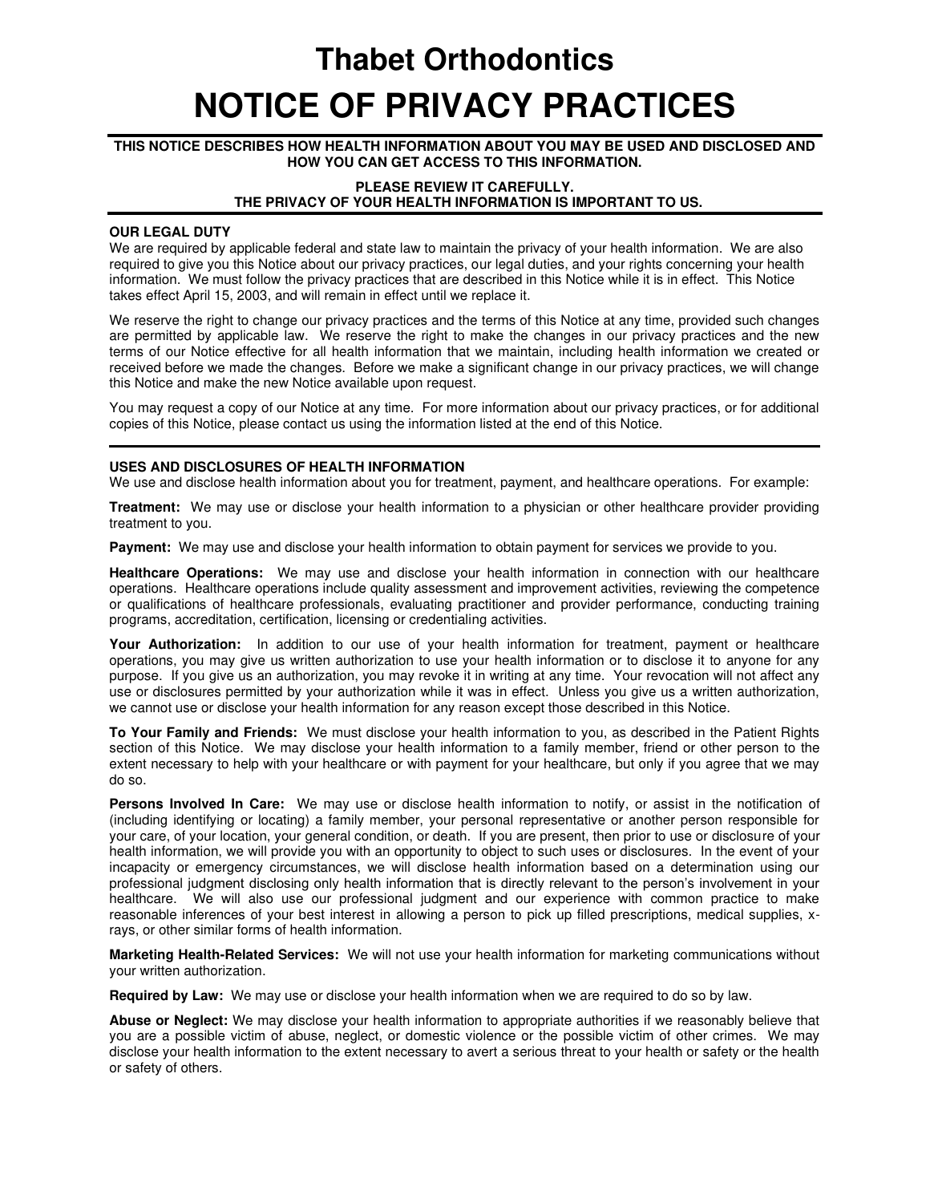# Thabet Orthodontics

# NOTICE OF PRIVACY PRACTICES

**THIS NOTICE DESCRIBES HOW HEALTH INFORMATION ABOUT YOU MAY BE USED AND DISCLOSED AND HOW YOU CAN GET ACCESS TO THIS INFORMATION.**

**PLEASE REVIEW IT CAREFULLY.**
**THE PRIVACY OF YOUR HEALTH INFORMATION IS IMPORTANT TO US.**

### OUR LEGAL DUTY

We are required by applicable federal and state law to maintain the privacy of your health information. We are also required to give you this Notice about our privacy practices, our legal duties, and your rights concerning your health information. We must follow the privacy practices that are described in this Notice while it is in effect. This Notice takes effect April 15, 2003, and will remain in effect until we replace it.

We reserve the right to change our privacy practices and the terms of this Notice at any time, provided such changes are permitted by applicable law. We reserve the right to make the changes in our privacy practices and the new terms of our Notice effective for all health information that we maintain, including health information we created or received before we made the changes. Before we make a significant change in our privacy practices, we will change this Notice and make the new Notice available upon request.

You may request a copy of our Notice at any time. For more information about our privacy practices, or for additional copies of this Notice, please contact us using the information listed at the end of this Notice.

### USES AND DISCLOSURES OF HEALTH INFORMATION

We use and disclose health information about you for treatment, payment, and healthcare operations. For example:

**Treatment:** We may use or disclose your health information to a physician or other healthcare provider providing treatment to you.

**Payment:** We may use and disclose your health information to obtain payment for services we provide to you.

**Healthcare Operations:** We may use and disclose your health information in connection with our healthcare operations. Healthcare operations include quality assessment and improvement activities, reviewing the competence or qualifications of healthcare professionals, evaluating practitioner and provider performance, conducting training programs, accreditation, certification, licensing or credentialing activities.

**Your Authorization:** In addition to our use of your health information for treatment, payment or healthcare operations, you may give us written authorization to use your health information or to disclose it to anyone for any purpose. If you give us an authorization, you may revoke it in writing at any time. Your revocation will not affect any use or disclosures permitted by your authorization while it was in effect. Unless you give us a written authorization, we cannot use or disclose your health information for any reason except those described in this Notice.

**To Your Family and Friends:** We must disclose your health information to you, as described in the Patient Rights section of this Notice. We may disclose your health information to a family member, friend or other person to the extent necessary to help with your healthcare or with payment for your healthcare, but only if you agree that we may do so.

**Persons Involved In Care:** We may use or disclose health information to notify, or assist in the notification of (including identifying or locating) a family member, your personal representative or another person responsible for your care, of your location, your general condition, or death. If you are present, then prior to use or disclosure of your health information, we will provide you with an opportunity to object to such uses or disclosures. In the event of your incapacity or emergency circumstances, we will disclose health information based on a determination using our professional judgment disclosing only health information that is directly relevant to the person's involvement in your healthcare. We will also use our professional judgment and our experience with common practice to make reasonable inferences of your best interest in allowing a person to pick up filled prescriptions, medical supplies, x-rays, or other similar forms of health information.

**Marketing Health-Related Services:** We will not use your health information for marketing communications without your written authorization.

**Required by Law:** We may use or disclose your health information when we are required to do so by law.

**Abuse or Neglect:** We may disclose your health information to appropriate authorities if we reasonably believe that you are a possible victim of abuse, neglect, or domestic violence or the possible victim of other crimes. We may disclose your health information to the extent necessary to avert a serious threat to your health or safety or the health or safety of others.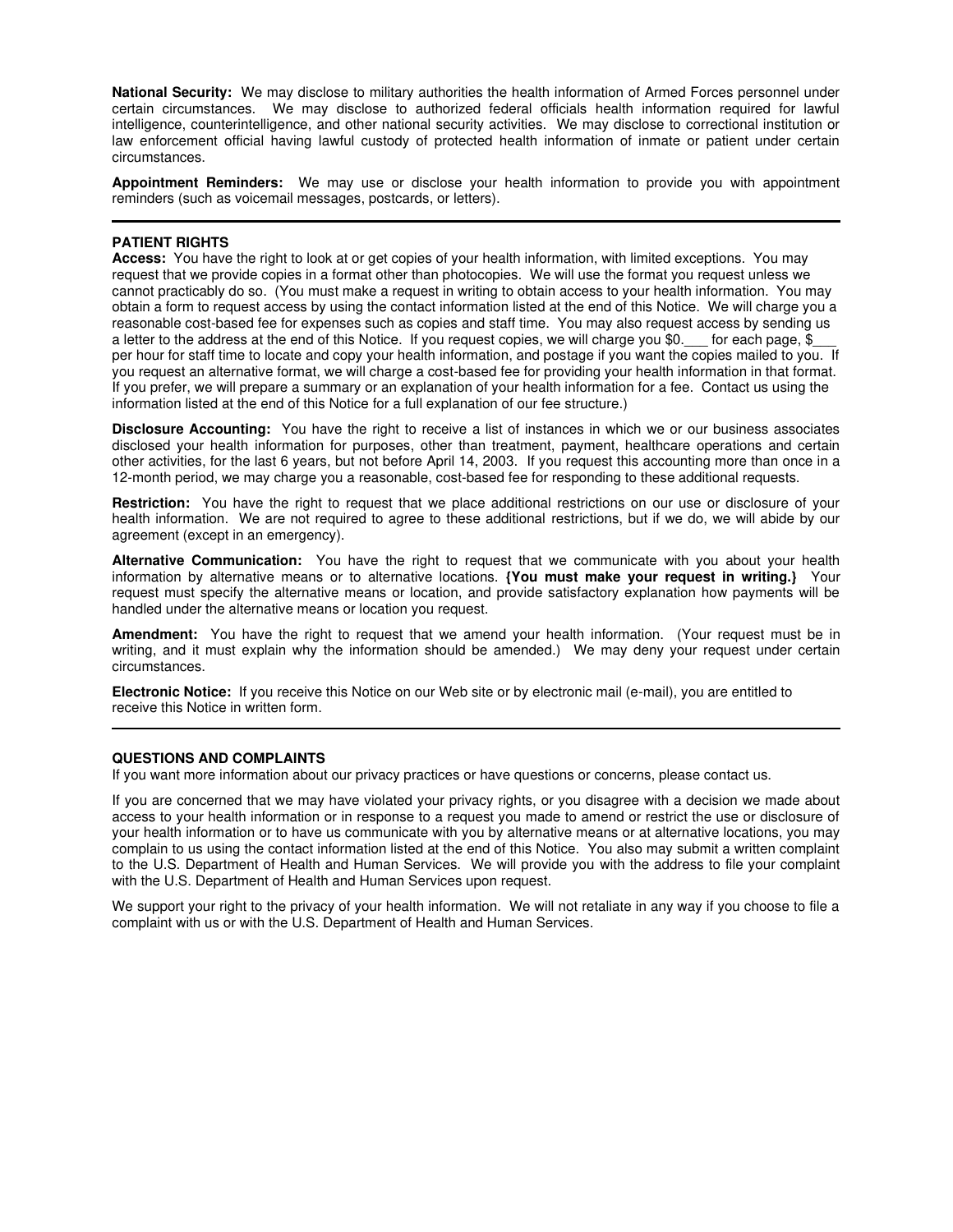**National Security:** We may disclose to military authorities the health information of Armed Forces personnel under certain circumstances. We may disclose to authorized federal officials health information required for lawful intelligence, counterintelligence, and other national security activities. We may disclose to correctional institution or law enforcement official having lawful custody of protected health information of inmate or patient under certain circumstances.

**Appointment Reminders:** We may use or disclose your health information to provide you with appointment reminders (such as voicemail messages, postcards, or letters).

---

**PATIENT RIGHTS**

**Access:** You have the right to look at or get copies of your health information, with limited exceptions. You may request that we provide copies in a format other than photocopies. We will use the format you request unless we cannot practicably do so. (You must make a request in writing to obtain access to your health information. You may obtain a form to request access by using the contact information listed at the end of this Notice. We will charge you a reasonable cost-based fee for expenses such as copies and staff time. You may also request access by sending us a letter to the address at the end of this Notice. If you request copies, we will charge you $0.___ for each page, $___ per hour for staff time to locate and copy your health information, and postage if you want the copies mailed to you. If you request an alternative format, we will charge a cost-based fee for providing your health information in that format. If you prefer, we will prepare a summary or an explanation of your health information for a fee. Contact us using the information listed at the end of this Notice for a full explanation of our fee structure.)

**Disclosure Accounting:** You have the right to receive a list of instances in which we or our business associates disclosed your health information for purposes, other than treatment, payment, healthcare operations and certain other activities, for the last 6 years, but not before April 14, 2003. If you request this accounting more than once in a 12-month period, we may charge you a reasonable, cost-based fee for responding to these additional requests.

**Restriction:** You have the right to request that we place additional restrictions on our use or disclosure of your health information. We are not required to agree to these additional restrictions, but if we do, we will abide by our agreement (except in an emergency).

**Alternative Communication:** You have the right to request that we communicate with you about your health information by alternative means or to alternative locations. **{You must make your request in writing.}** Your request must specify the alternative means or location, and provide satisfactory explanation how payments will be handled under the alternative means or location you request.

**Amendment:** You have the right to request that we amend your health information. (Your request must be in writing, and it must explain why the information should be amended.) We may deny your request under certain circumstances.

**Electronic Notice:** If you receive this Notice on our Web site or by electronic mail (e-mail), you are entitled to receive this Notice in written form.

---

**QUESTIONS AND COMPLAINTS**

If you want more information about our privacy practices or have questions or concerns, please contact us.

If you are concerned that we may have violated your privacy rights, or you disagree with a decision we made about access to your health information or in response to a request you made to amend or restrict the use or disclosure of your health information or to have us communicate with you by alternative means or at alternative locations, you may complain to us using the contact information listed at the end of this Notice. You also may submit a written complaint to the U.S. Department of Health and Human Services. We will provide you with the address to file your complaint with the U.S. Department of Health and Human Services upon request.

We support your right to the privacy of your health information. We will not retaliate in any way if you choose to file a complaint with us or with the U.S. Department of Health and Human Services.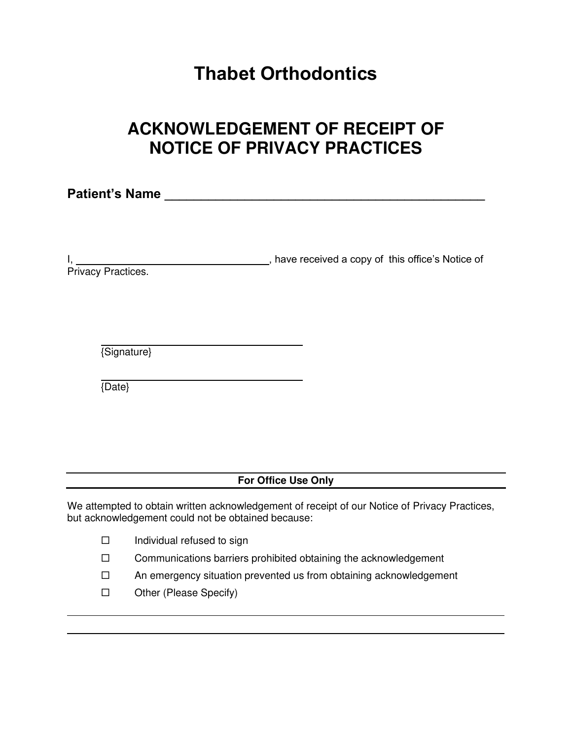# Thabet Orthodontics

## ACKNOWLEDGEMENT OF RECEIPT OF NOTICE OF PRIVACY PRACTICES

**Patient's Name** ______________________________________________

I, ________________________________, have received a copy of this office's Notice of Privacy Practices.

________________________________
{Signature}

________________________________
{Date}

---

**For Office Use Only**

---

We attempted to obtain written acknowledgement of receipt of our Notice of Privacy Practices, but acknowledgement could not be obtained because:

- ☐ Individual refused to sign
- ☐ Communications barriers prohibited obtaining the acknowledgement
- ☐ An emergency situation prevented us from obtaining acknowledgement
- ☐ Other (Please Specify)

______________________________________________________________________

______________________________________________________________________